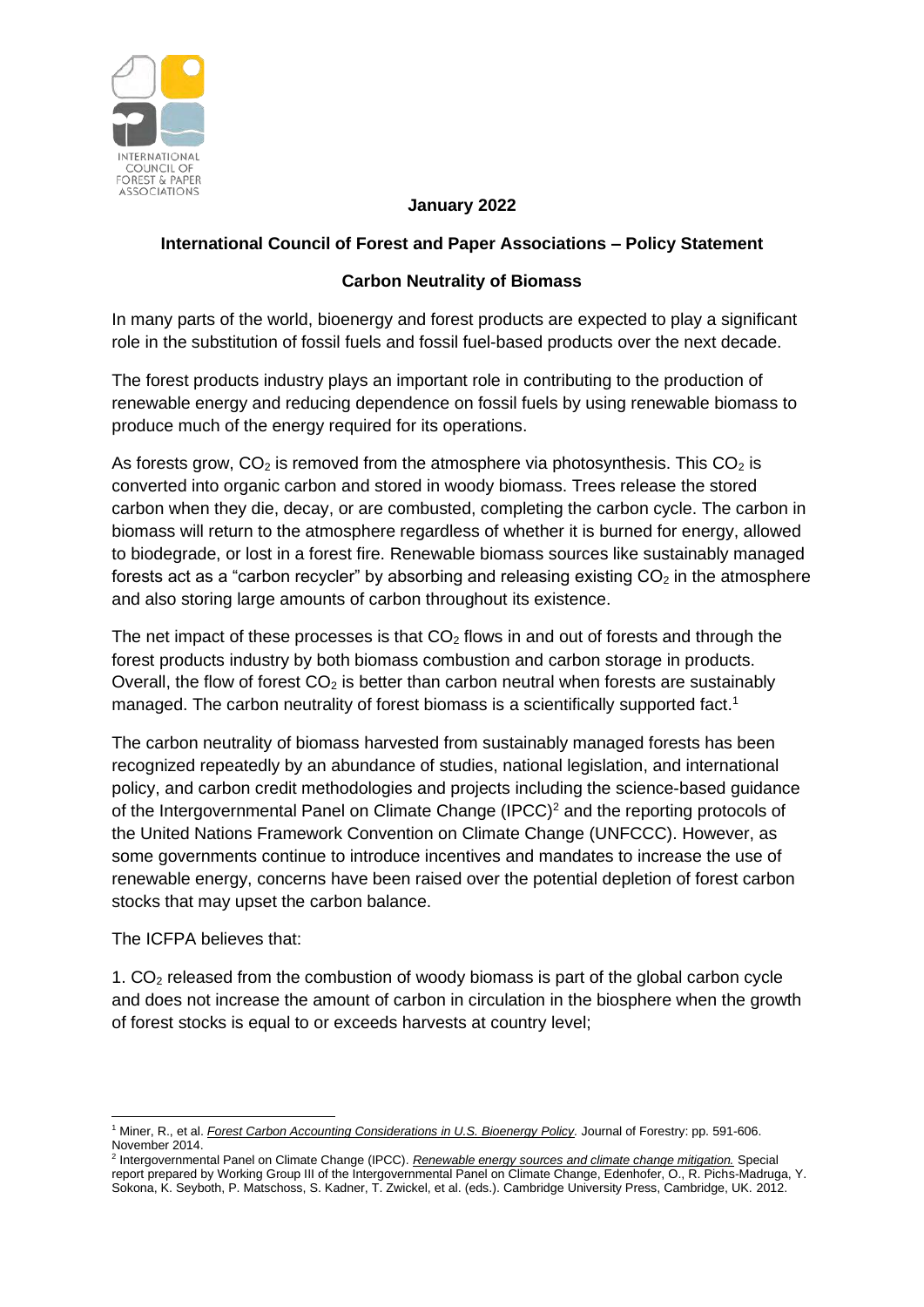January 2022

**International Council of Forest and Paper Associations – Policy Statement**

**Carbon Neutrality of Biomass**

In many parts of the world, bioenergy and forest products are expected to play a significant role in the substitution of fossil fuels and fossil fuel-based products over the next decade.

The forest products industry plays an important role in contributing to the production of renewable energy and reducing dependence on fossil fuels by using renewable biomass to produce much of the energy required for its operations.

As forests grow, $CO_2$ is removed from the atmosphere via photosynthesis. This $CO_2$ is converted into organic carbon and stored in woody biomass. Trees release the stored carbon when they die, decay, or are combusted, completing the carbon cycle. The carbon in biomass will return to the atmosphere regardless of whether it is burned for energy, allowed to biodegrade, or lost in a forest fire. Renewable biomass sources like sustainably managed forests act as a "carbon recycler" by absorbing and releasing existing $CO_2$ in the atmosphere and also storing large amounts of carbon throughout its existence.

The net impact of these processes is that $CO_2$ flows in and out of forests and through the forest products industry by both biomass combustion and carbon storage in products. Overall, the flow of forest $CO_2$ is better than carbon neutral when forests are sustainably managed. The carbon neutrality of forest biomass is a scientifically supported fact.[1]

The carbon neutrality of biomass harvested from sustainably managed forests has been recognized repeatedly by an abundance of studies, national legislation, and international policy, and carbon credit methodologies and projects including the science-based guidance of the Intergovernmental Panel on Climate Change (IPCC)[2] and the reporting protocols of the United Nations Framework Convention on Climate Change (UNFCCC). However, as some governments continue to introduce incentives and mandates to increase the use of renewable energy, concerns have been raised over the potential depletion of forest carbon stocks that may upset the carbon balance.

The ICFPA believes that:

1. $CO_2$ released from the combustion of woody biomass is part of the global carbon cycle and does not increase the amount of carbon in circulation in the biosphere when the growth of forest stocks is equal to or exceeds harvests at country level;

---

[1] Miner, R., et al. *Forest Carbon Accounting Considerations in U.S. Bioenergy Policy*. Journal of Forestry: pp. 591-606. November 2014.

[2] Intergovernmental Panel on Climate Change (IPCC). *Renewable energy sources and climate change mitigation.* Special report prepared by Working Group III of the Intergovernmental Panel on Climate Change, Edenhofer, O., R. Pichs-Madruga, Y. Sokona, K. Seyboth, P. Matschoss, S. Kadner, T. Zwickel, et al. (eds.). Cambridge University Press, Cambridge, UK. 2012.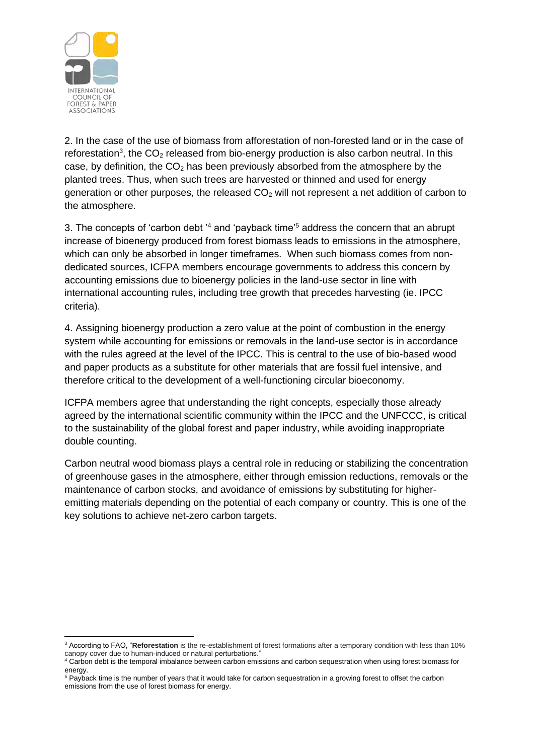2. In the case of the use of biomass from afforestation of non-forested land or in the case of reforestation[3], the $CO_2$ released from bio-energy production is also carbon neutral. In this case, by definition, the $CO_2$ has been previously absorbed from the atmosphere by the planted trees. Thus, when such trees are harvested or thinned and used for energy generation or other purposes, the released $CO_2$ will not represent a net addition of carbon to the atmosphere.

3. The concepts of 'carbon debt '[4] and 'payback time'[5] address the concern that an abrupt increase of bioenergy produced from forest biomass leads to emissions in the atmosphere, which can only be absorbed in longer timeframes. When such biomass comes from non-dedicated sources, ICFPA members encourage governments to address this concern by accounting emissions due to bioenergy policies in the land-use sector in line with international accounting rules, including tree growth that precedes harvesting (ie. IPCC criteria).

4. Assigning bioenergy production a zero value at the point of combustion in the energy system while accounting for emissions or removals in the land-use sector is in accordance with the rules agreed at the level of the IPCC. This is central to the use of bio-based wood and paper products as a substitute for other materials that are fossil fuel intensive, and therefore critical to the development of a well-functioning circular bioeconomy.

ICFPA members agree that understanding the right concepts, especially those already agreed by the international scientific community within the IPCC and the UNFCCC, is critical to the sustainability of the global forest and paper industry, while avoiding inappropriate double counting.

Carbon neutral wood biomass plays a central role in reducing or stabilizing the concentration of greenhouse gases in the atmosphere, either through emission reductions, removals or the maintenance of carbon stocks, and avoidance of emissions by substituting for higher-emitting materials depending on the potential of each company or country. This is one of the key solutions to achieve net-zero carbon targets.

---

[3] According to FAO, "**Reforestation** is the re-establishment of forest formations after a temporary condition with less than 10% canopy cover due to human-induced or natural perturbations."

[4] Carbon debt is the temporal imbalance between carbon emissions and carbon sequestration when using forest biomass for energy.

[5] Payback time is the number of years that it would take for carbon sequestration in a growing forest to offset the carbon emissions from the use of forest biomass for energy.